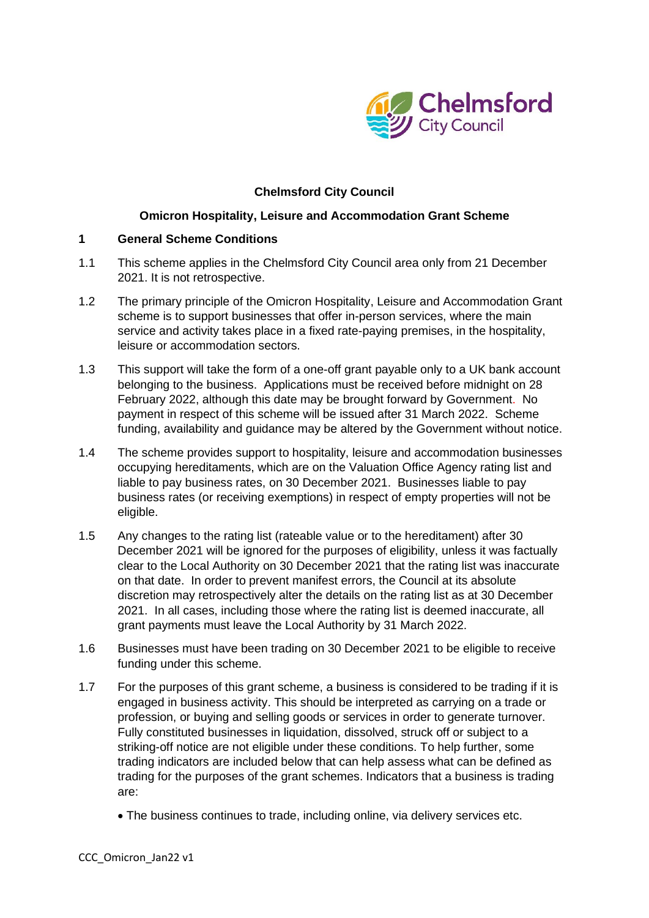**Chelmsford City Council**

**Omicron Hospitality, Leisure and Accommodation Grant Scheme**

## 1 General Scheme Conditions

1.1 This scheme applies in the Chelmsford City Council area only from 21 December 2021. It is not retrospective.

1.2 The primary principle of the Omicron Hospitality, Leisure and Accommodation Grant scheme is to support businesses that offer in-person services, where the main service and activity takes place in a fixed rate-paying premises, in the hospitality, leisure or accommodation sectors.

1.3 This support will take the form of a one-off grant payable only to a UK bank account belonging to the business. Applications must be received before midnight on 28 February 2022, although this date may be brought forward by Government. No payment in respect of this scheme will be issued after 31 March 2022. Scheme funding, availability and guidance may be altered by the Government without notice.

1.4 The scheme provides support to hospitality, leisure and accommodation businesses occupying hereditaments, which are on the Valuation Office Agency rating list and liable to pay business rates, on 30 December 2021. Businesses liable to pay business rates (or receiving exemptions) in respect of empty properties will not be eligible.

1.5 Any changes to the rating list (rateable value or to the hereditament) after 30 December 2021 will be ignored for the purposes of eligibility, unless it was factually clear to the Local Authority on 30 December 2021 that the rating list was inaccurate on that date. In order to prevent manifest errors, the Council at its absolute discretion may retrospectively alter the details on the rating list as at 30 December 2021. In all cases, including those where the rating list is deemed inaccurate, all grant payments must leave the Local Authority by 31 March 2022.

1.6 Businesses must have been trading on 30 December 2021 to be eligible to receive funding under this scheme.

1.7 For the purposes of this grant scheme, a business is considered to be trading if it is engaged in business activity. This should be interpreted as carrying on a trade or profession, or buying and selling goods or services in order to generate turnover. Fully constituted businesses in liquidation, dissolved, struck off or subject to a striking-off notice are not eligible under these conditions. To help further, some trading indicators are included below that can help assess what can be defined as trading for the purposes of the grant schemes. Indicators that a business is trading are:

- The business continues to trade, including online, via delivery services etc.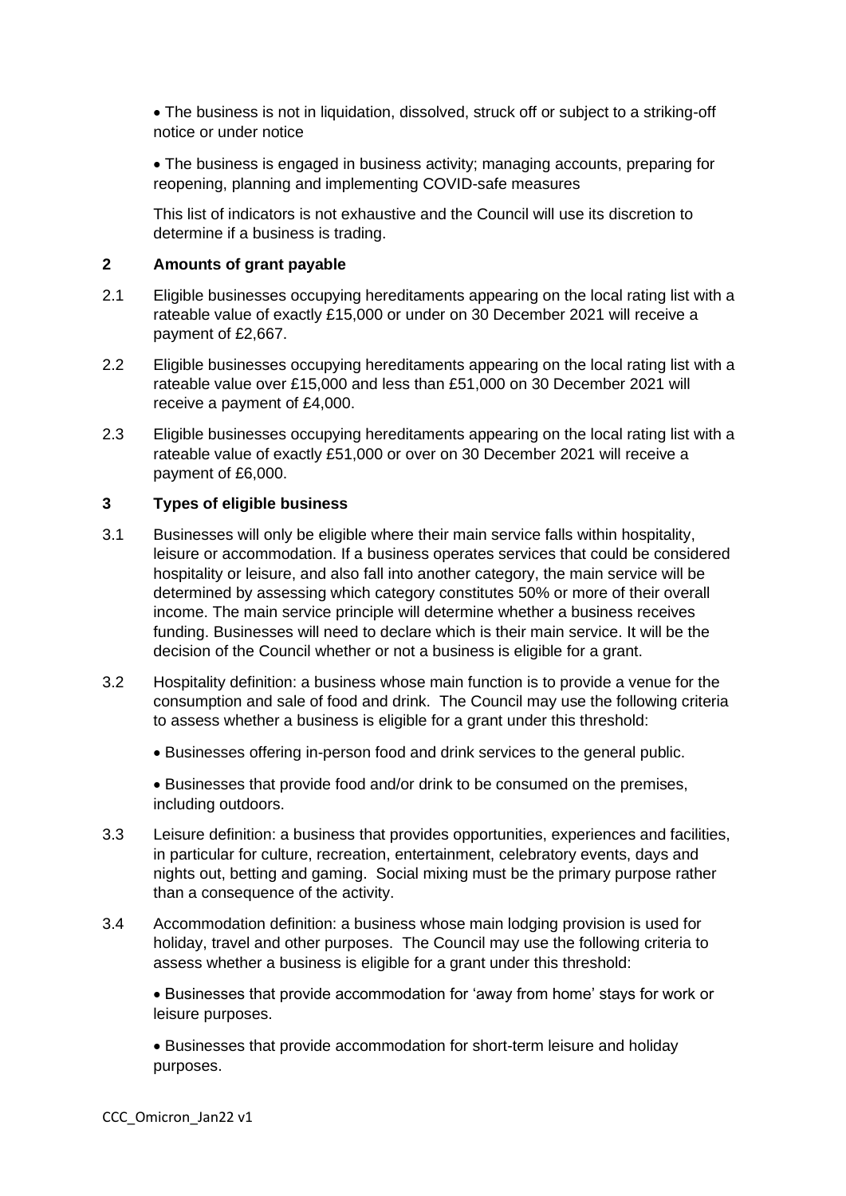- The business is not in liquidation, dissolved, struck off or subject to a striking-off notice or under notice

- The business is engaged in business activity; managing accounts, preparing for reopening, planning and implementing COVID-safe measures

This list of indicators is not exhaustive and the Council will use its discretion to determine if a business is trading.

## 2 Amounts of grant payable

2.1 Eligible businesses occupying hereditaments appearing on the local rating list with a rateable value of exactly £15,000 or under on 30 December 2021 will receive a payment of £2,667.

2.2 Eligible businesses occupying hereditaments appearing on the local rating list with a rateable value over £15,000 and less than £51,000 on 30 December 2021 will receive a payment of £4,000.

2.3 Eligible businesses occupying hereditaments appearing on the local rating list with a rateable value of exactly £51,000 or over on 30 December 2021 will receive a payment of £6,000.

## 3 Types of eligible business

3.1 Businesses will only be eligible where their main service falls within hospitality, leisure or accommodation. If a business operates services that could be considered hospitality or leisure, and also fall into another category, the main service will be determined by assessing which category constitutes 50% or more of their overall income. The main service principle will determine whether a business receives funding. Businesses will need to declare which is their main service. It will be the decision of the Council whether or not a business is eligible for a grant.

3.2 Hospitality definition: a business whose main function is to provide a venue for the consumption and sale of food and drink. The Council may use the following criteria to assess whether a business is eligible for a grant under this threshold:

- Businesses offering in-person food and drink services to the general public.

- Businesses that provide food and/or drink to be consumed on the premises, including outdoors.

3.3 Leisure definition: a business that provides opportunities, experiences and facilities, in particular for culture, recreation, entertainment, celebratory events, days and nights out, betting and gaming. Social mixing must be the primary purpose rather than a consequence of the activity.

3.4 Accommodation definition: a business whose main lodging provision is used for holiday, travel and other purposes. The Council may use the following criteria to assess whether a business is eligible for a grant under this threshold:

- Businesses that provide accommodation for 'away from home' stays for work or leisure purposes.

- Businesses that provide accommodation for short-term leisure and holiday purposes.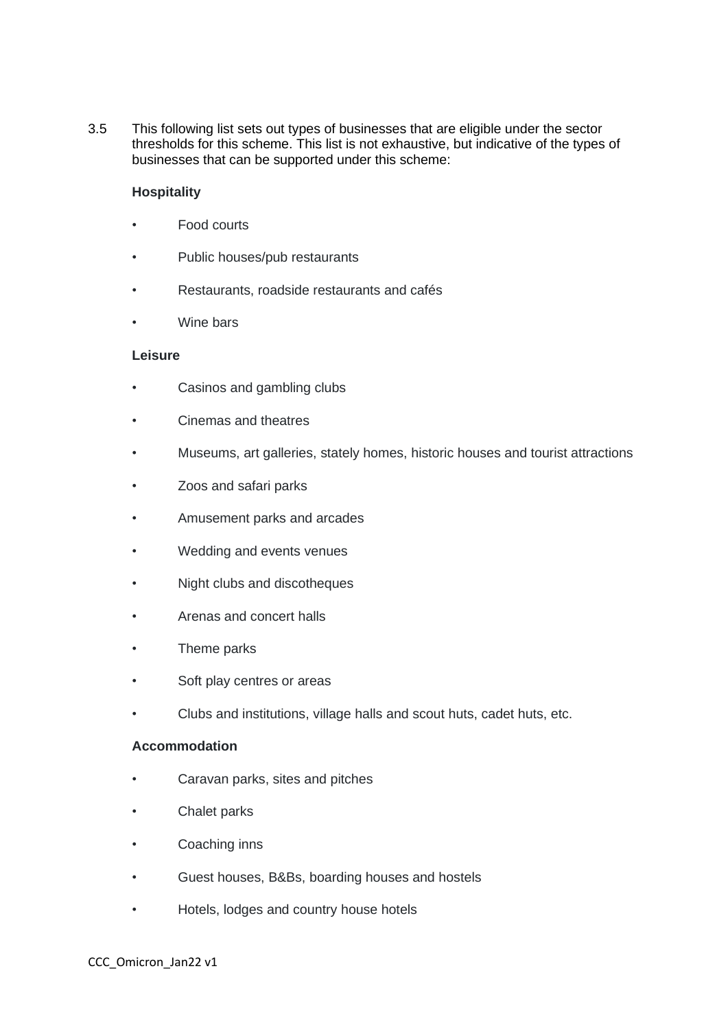3.5 This following list sets out types of businesses that are eligible under the sector thresholds for this scheme. This list is not exhaustive, but indicative of the types of businesses that can be supported under this scheme:

**Hospitality**

- Food courts
- Public houses/pub restaurants
- Restaurants, roadside restaurants and cafés
- Wine bars

**Leisure**

- Casinos and gambling clubs
- Cinemas and theatres
- Museums, art galleries, stately homes, historic houses and tourist attractions
- Zoos and safari parks
- Amusement parks and arcades
- Wedding and events venues
- Night clubs and discotheques
- Arenas and concert halls
- Theme parks
- Soft play centres or areas
- Clubs and institutions, village halls and scout huts, cadet huts, etc.

**Accommodation**

- Caravan parks, sites and pitches
- Chalet parks
- Coaching inns
- Guest houses, B&Bs, boarding houses and hostels
- Hotels, lodges and country house hotels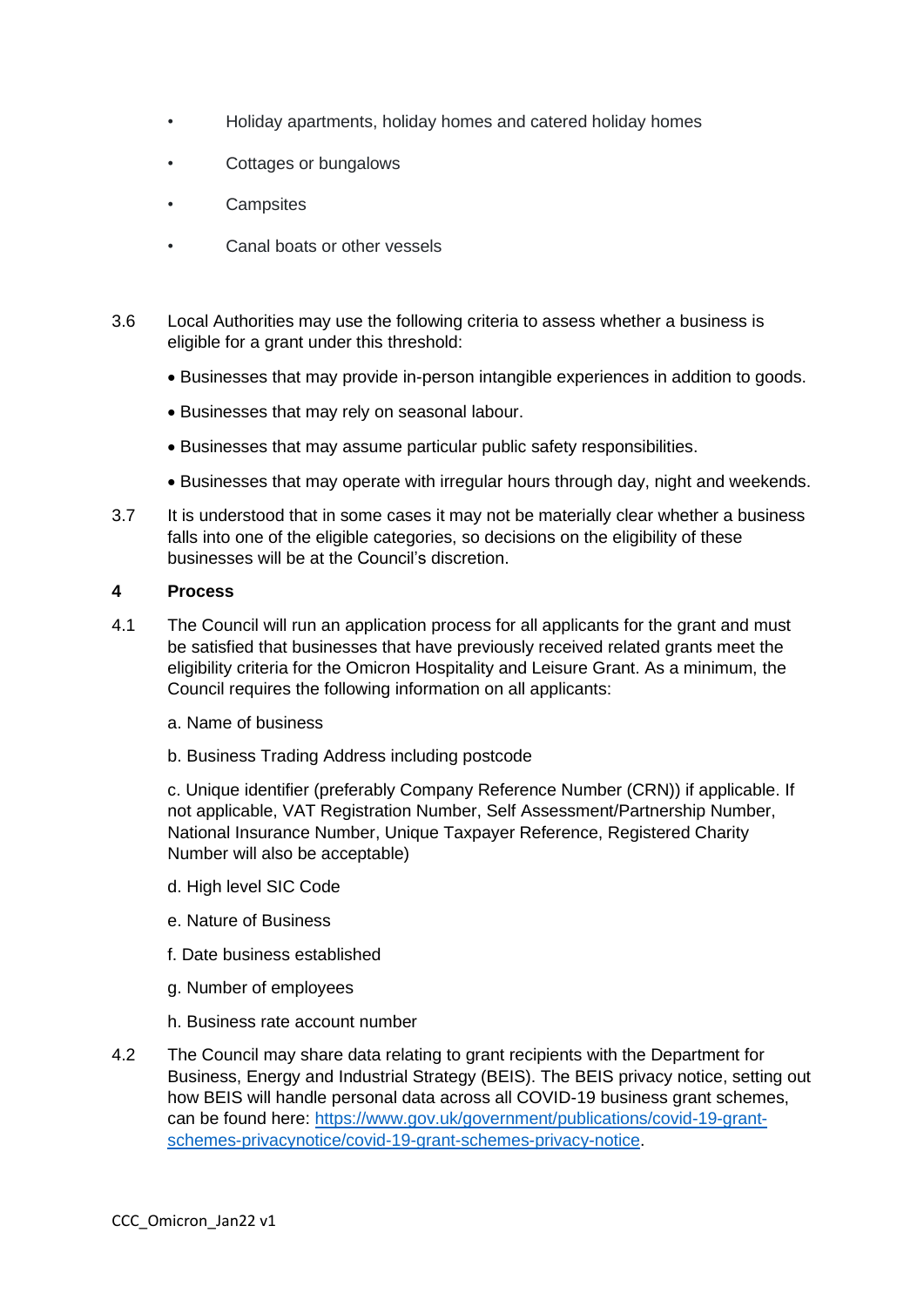- Holiday apartments, holiday homes and catered holiday homes
- Cottages or bungalows
- Campsites
- Canal boats or other vessels

3.6 Local Authorities may use the following criteria to assess whether a business is eligible for a grant under this threshold:

- Businesses that may provide in-person intangible experiences in addition to goods.
- Businesses that may rely on seasonal labour.
- Businesses that may assume particular public safety responsibilities.
- Businesses that may operate with irregular hours through day, night and weekends.

3.7 It is understood that in some cases it may not be materially clear whether a business falls into one of the eligible categories, so decisions on the eligibility of these businesses will be at the Council's discretion.

## 4 Process

4.1 The Council will run an application process for all applicants for the grant and must be satisfied that businesses that have previously received related grants meet the eligibility criteria for the Omicron Hospitality and Leisure Grant. As a minimum, the Council requires the following information on all applicants:

a. Name of business

b. Business Trading Address including postcode

c. Unique identifier (preferably Company Reference Number (CRN)) if applicable. If not applicable, VAT Registration Number, Self Assessment/Partnership Number, National Insurance Number, Unique Taxpayer Reference, Registered Charity Number will also be acceptable)

d. High level SIC Code

e. Nature of Business

f. Date business established

g. Number of employees

h. Business rate account number

4.2 The Council may share data relating to grant recipients with the Department for Business, Energy and Industrial Strategy (BEIS). The BEIS privacy notice, setting out how BEIS will handle personal data across all COVID-19 business grant schemes, can be found here: [https://www.gov.uk/government/publications/covid-19-grant-schemes-privacynotice/covid-19-grant-schemes-privacy-notice](https://www.gov.uk/government/publications/covid-19-grant-schemes-privacynotice/covid-19-grant-schemes-privacy-notice).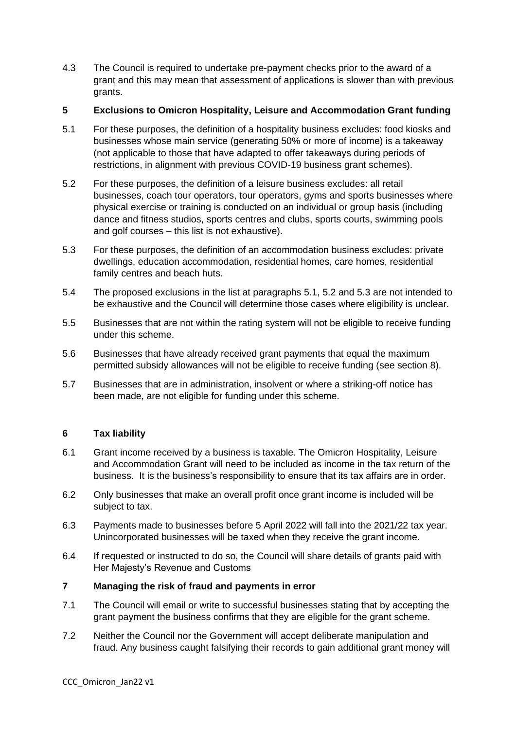4.3 The Council is required to undertake pre-payment checks prior to the award of a grant and this may mean that assessment of applications is slower than with previous grants.

## 5 Exclusions to Omicron Hospitality, Leisure and Accommodation Grant funding

5.1 For these purposes, the definition of a hospitality business excludes: food kiosks and businesses whose main service (generating 50% or more of income) is a takeaway (not applicable to those that have adapted to offer takeaways during periods of restrictions, in alignment with previous COVID-19 business grant schemes).

5.2 For these purposes, the definition of a leisure business excludes: all retail businesses, coach tour operators, tour operators, gyms and sports businesses where physical exercise or training is conducted on an individual or group basis (including dance and fitness studios, sports centres and clubs, sports courts, swimming pools and golf courses – this list is not exhaustive).

5.3 For these purposes, the definition of an accommodation business excludes: private dwellings, education accommodation, residential homes, care homes, residential family centres and beach huts.

5.4 The proposed exclusions in the list at paragraphs 5.1, 5.2 and 5.3 are not intended to be exhaustive and the Council will determine those cases where eligibility is unclear.

5.5 Businesses that are not within the rating system will not be eligible to receive funding under this scheme.

5.6 Businesses that have already received grant payments that equal the maximum permitted subsidy allowances will not be eligible to receive funding (see section 8).

5.7 Businesses that are in administration, insolvent or where a striking-off notice has been made, are not eligible for funding under this scheme.

## 6 Tax liability

6.1 Grant income received by a business is taxable. The Omicron Hospitality, Leisure and Accommodation Grant will need to be included as income in the tax return of the business. It is the business's responsibility to ensure that its tax affairs are in order.

6.2 Only businesses that make an overall profit once grant income is included will be subject to tax.

6.3 Payments made to businesses before 5 April 2022 will fall into the 2021/22 tax year. Unincorporated businesses will be taxed when they receive the grant income.

6.4 If requested or instructed to do so, the Council will share details of grants paid with Her Majesty's Revenue and Customs

## 7 Managing the risk of fraud and payments in error

7.1 The Council will email or write to successful businesses stating that by accepting the grant payment the business confirms that they are eligible for the grant scheme.

7.2 Neither the Council nor the Government will accept deliberate manipulation and fraud. Any business caught falsifying their records to gain additional grant money will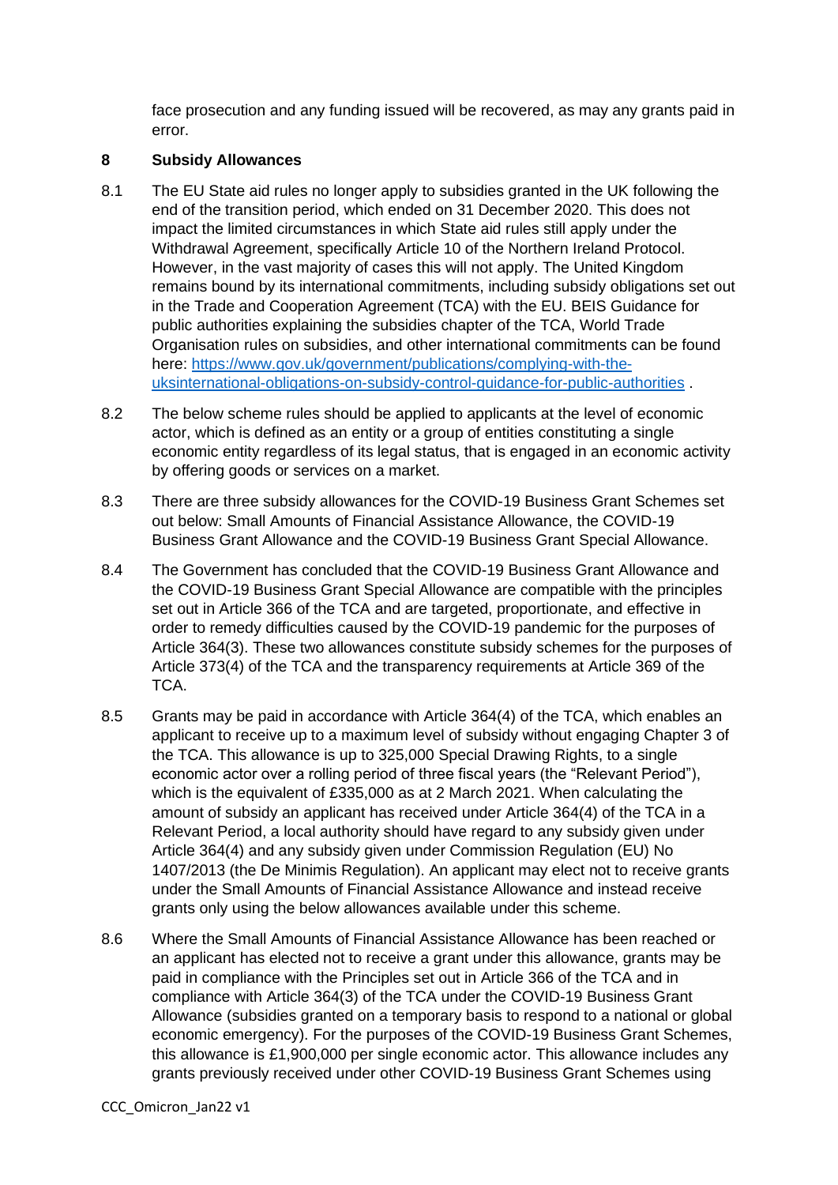face prosecution and any funding issued will be recovered, as may any grants paid in error.

## 8 Subsidy Allowances

8.1 The EU State aid rules no longer apply to subsidies granted in the UK following the end of the transition period, which ended on 31 December 2020. This does not impact the limited circumstances in which State aid rules still apply under the Withdrawal Agreement, specifically Article 10 of the Northern Ireland Protocol. However, in the vast majority of cases this will not apply. The United Kingdom remains bound by its international commitments, including subsidy obligations set out in the Trade and Cooperation Agreement (TCA) with the EU. BEIS Guidance for public authorities explaining the subsidies chapter of the TCA, World Trade Organisation rules on subsidies, and other international commitments can be found here: [https://www.gov.uk/government/publications/complying-with-the-uksinternational-obligations-on-subsidy-control-guidance-for-public-authorities](https://www.gov.uk/government/publications/complying-with-the-uksinternational-obligations-on-subsidy-control-guidance-for-public-authorities) .

8.2 The below scheme rules should be applied to applicants at the level of economic actor, which is defined as an entity or a group of entities constituting a single economic entity regardless of its legal status, that is engaged in an economic activity by offering goods or services on a market.

8.3 There are three subsidy allowances for the COVID-19 Business Grant Schemes set out below: Small Amounts of Financial Assistance Allowance, the COVID-19 Business Grant Allowance and the COVID-19 Business Grant Special Allowance.

8.4 The Government has concluded that the COVID-19 Business Grant Allowance and the COVID-19 Business Grant Special Allowance are compatible with the principles set out in Article 366 of the TCA and are targeted, proportionate, and effective in order to remedy difficulties caused by the COVID-19 pandemic for the purposes of Article 364(3). These two allowances constitute subsidy schemes for the purposes of Article 373(4) of the TCA and the transparency requirements at Article 369 of the TCA.

8.5 Grants may be paid in accordance with Article 364(4) of the TCA, which enables an applicant to receive up to a maximum level of subsidy without engaging Chapter 3 of the TCA. This allowance is up to 325,000 Special Drawing Rights, to a single economic actor over a rolling period of three fiscal years (the "Relevant Period"), which is the equivalent of £335,000 as at 2 March 2021. When calculating the amount of subsidy an applicant has received under Article 364(4) of the TCA in a Relevant Period, a local authority should have regard to any subsidy given under Article 364(4) and any subsidy given under Commission Regulation (EU) No 1407/2013 (the De Minimis Regulation). An applicant may elect not to receive grants under the Small Amounts of Financial Assistance Allowance and instead receive grants only using the below allowances available under this scheme.

8.6 Where the Small Amounts of Financial Assistance Allowance has been reached or an applicant has elected not to receive a grant under this allowance, grants may be paid in compliance with the Principles set out in Article 366 of the TCA and in compliance with Article 364(3) of the TCA under the COVID-19 Business Grant Allowance (subsidies granted on a temporary basis to respond to a national or global economic emergency). For the purposes of the COVID-19 Business Grant Schemes, this allowance is £1,900,000 per single economic actor. This allowance includes any grants previously received under other COVID-19 Business Grant Schemes using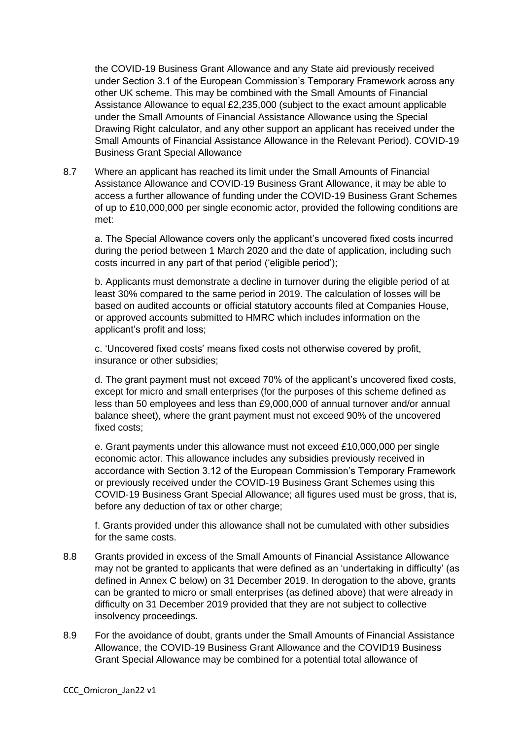the COVID-19 Business Grant Allowance and any State aid previously received under Section 3.1 of the European Commission's Temporary Framework across any other UK scheme. This may be combined with the Small Amounts of Financial Assistance Allowance to equal £2,235,000 (subject to the exact amount applicable under the Small Amounts of Financial Assistance Allowance using the Special Drawing Right calculator, and any other support an applicant has received under the Small Amounts of Financial Assistance Allowance in the Relevant Period). COVID-19 Business Grant Special Allowance

8.7 Where an applicant has reached its limit under the Small Amounts of Financial Assistance Allowance and COVID-19 Business Grant Allowance, it may be able to access a further allowance of funding under the COVID-19 Business Grant Schemes of up to £10,000,000 per single economic actor, provided the following conditions are met:

a. The Special Allowance covers only the applicant's uncovered fixed costs incurred during the period between 1 March 2020 and the date of application, including such costs incurred in any part of that period ('eligible period');

b. Applicants must demonstrate a decline in turnover during the eligible period of at least 30% compared to the same period in 2019. The calculation of losses will be based on audited accounts or official statutory accounts filed at Companies House, or approved accounts submitted to HMRC which includes information on the applicant's profit and loss;

c. 'Uncovered fixed costs' means fixed costs not otherwise covered by profit, insurance or other subsidies;

d. The grant payment must not exceed 70% of the applicant's uncovered fixed costs, except for micro and small enterprises (for the purposes of this scheme defined as less than 50 employees and less than £9,000,000 of annual turnover and/or annual balance sheet), where the grant payment must not exceed 90% of the uncovered fixed costs;

e. Grant payments under this allowance must not exceed £10,000,000 per single economic actor. This allowance includes any subsidies previously received in accordance with Section 3.12 of the European Commission's Temporary Framework or previously received under the COVID-19 Business Grant Schemes using this COVID-19 Business Grant Special Allowance; all figures used must be gross, that is, before any deduction of tax or other charge;

f. Grants provided under this allowance shall not be cumulated with other subsidies for the same costs.

8.8 Grants provided in excess of the Small Amounts of Financial Assistance Allowance may not be granted to applicants that were defined as an 'undertaking in difficulty' (as defined in Annex C below) on 31 December 2019. In derogation to the above, grants can be granted to micro or small enterprises (as defined above) that were already in difficulty on 31 December 2019 provided that they are not subject to collective insolvency proceedings.

8.9 For the avoidance of doubt, grants under the Small Amounts of Financial Assistance Allowance, the COVID-19 Business Grant Allowance and the COVID19 Business Grant Special Allowance may be combined for a potential total allowance of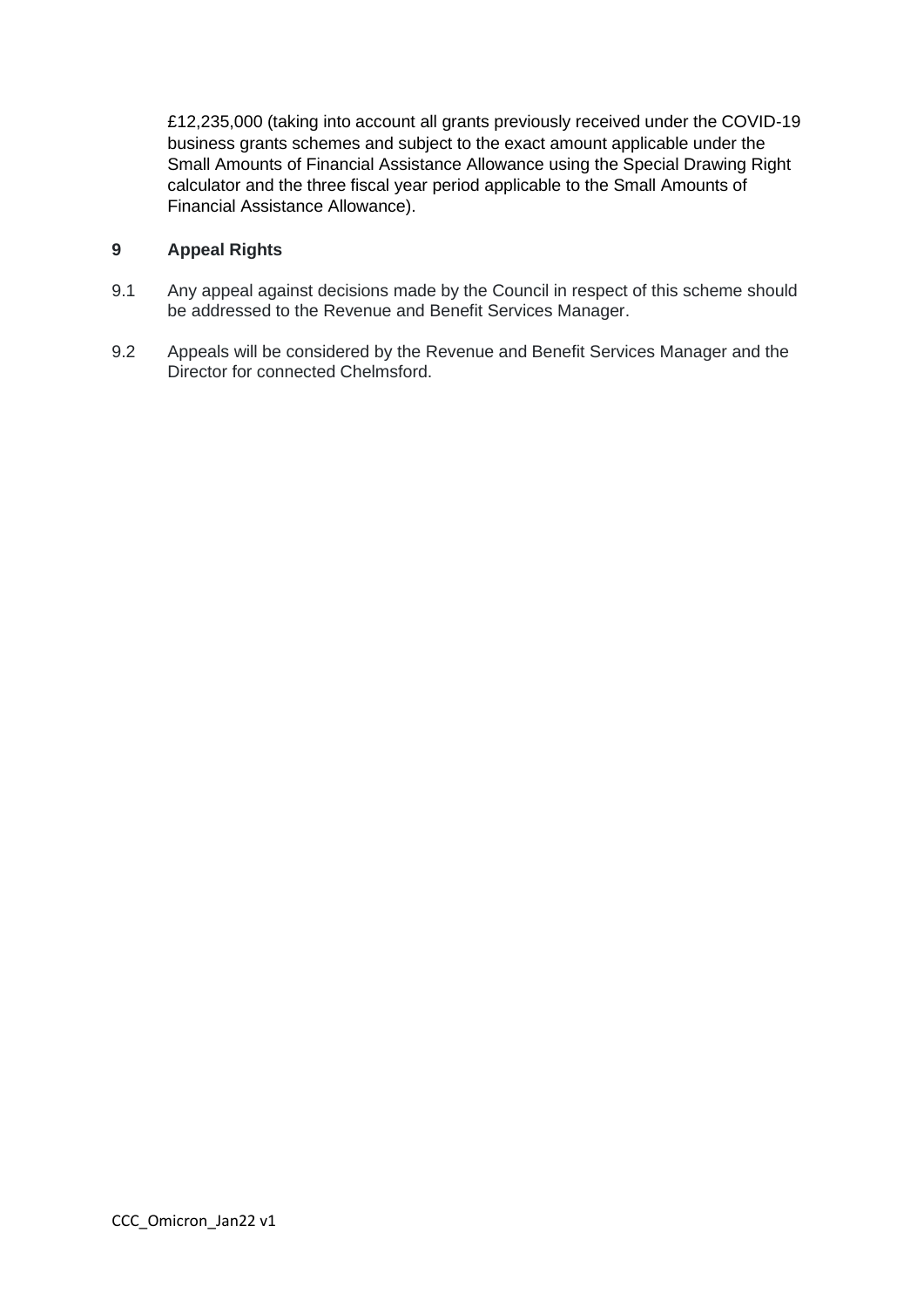£12,235,000 (taking into account all grants previously received under the COVID-19 business grants schemes and subject to the exact amount applicable under the Small Amounts of Financial Assistance Allowance using the Special Drawing Right calculator and the three fiscal year period applicable to the Small Amounts of Financial Assistance Allowance).

## 9 Appeal Rights

9.1 Any appeal against decisions made by the Council in respect of this scheme should be addressed to the Revenue and Benefit Services Manager.

9.2 Appeals will be considered by the Revenue and Benefit Services Manager and the Director for connected Chelmsford.